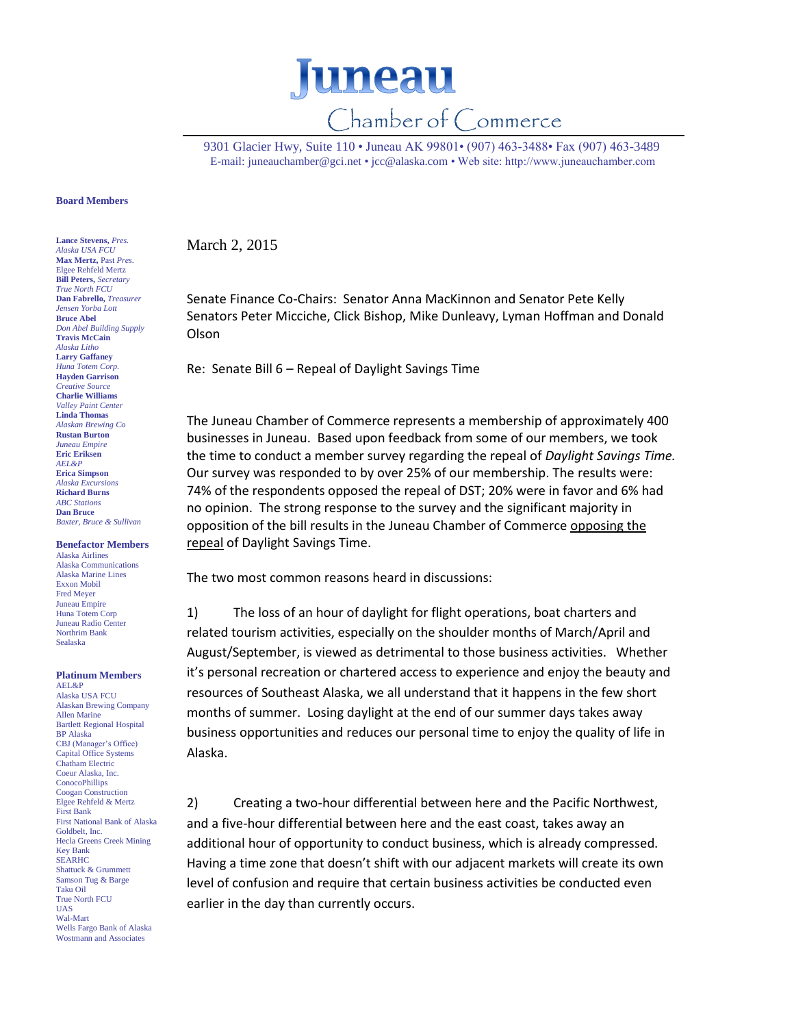# Juneau

## Chamber of Commerce

9301 Glacier Hwy, Suite 110 • Juneau AK 99801• (907) 463-3488• Fax (907) 463-3489
E-mail: juneauchamber@gci.net • jcc@alaska.com • Web site: http://www.juneauchamber.com

**Board Members**

**Lance Stevens,** *Pres.*
*Alaska USA FCU*
**Max Mertz,** Past *Pres.*
Elgee Rehfeld Mertz
**Bill Peters,** *Secretary*
*True North FCU*
**Dan Fabrello,** *Treasurer*
*Jensen Yorba Lott*
**Bruce Abel**
*Don Abel Building Supply*
**Travis McCain**
*Alaska Litho*
**Larry Gaffaney**
*Huna Totem Corp.*
**Hayden Garrison**
*Creative Source*
**Charlie Williams**
*Valley Paint Center*
**Linda Thomas**
*Alaskan Brewing Co*
**Rustan Burton**
*Juneau Empire*
**Eric Eriksen**
*AEL&P*
**Erica Simpson**
*Alaska Excursions*
**Richard Burns**
*ABC Stations*
**Dan Bruce**
*Baxter, Bruce & Sullivan*

**Benefactor Members**

Alaska Airlines
Alaska Communications
Alaska Marine Lines
Exxon Mobil
Fred Meyer
Juneau Empire
Huna Totem Corp
Juneau Radio Center
Northrim Bank
Sealaska

**Platinum Members**

AEL&P
Alaska USA FCU
Alaskan Brewing Company
Allen Marine
Bartlett Regional Hospital
BP Alaska
CBJ (Manager's Office)
Capital Office Systems
Chatham Electric
Coeur Alaska, Inc.
ConocoPhillips
Coogan Construction
Elgee Rehfeld & Mertz
First Bank
First National Bank of Alaska
Goldbelt, Inc.
Hecla Greens Creek Mining
Key Bank
SEARHC
Shattuck & Grummett
Samson Tug & Barge
Taku Oil
True North FCU
UAS
Wal-Mart
Wells Fargo Bank of Alaska
Wostmann and Associates

March 2, 2015

Senate Finance Co-Chairs: Senator Anna MacKinnon and Senator Pete Kelly
Senators Peter Micciche, Click Bishop, Mike Dunleavy, Lyman Hoffman and Donald Olson

Re: Senate Bill 6 – Repeal of Daylight Savings Time

The Juneau Chamber of Commerce represents a membership of approximately 400 businesses in Juneau. Based upon feedback from some of our members, we took the time to conduct a member survey regarding the repeal of *Daylight Savings Time.* Our survey was responded to by over 25% of our membership. The results were: 74% of the respondents opposed the repeal of DST; 20% were in favor and 6% had no opinion. The strong response to the survey and the significant majority in opposition of the bill results in the Juneau Chamber of Commerce <u>opposing the repeal</u> of Daylight Savings Time.

The two most common reasons heard in discussions:

1) The loss of an hour of daylight for flight operations, boat charters and related tourism activities, especially on the shoulder months of March/April and August/September, is viewed as detrimental to those business activities. Whether it's personal recreation or chartered access to experience and enjoy the beauty and resources of Southeast Alaska, we all understand that it happens in the few short months of summer. Losing daylight at the end of our summer days takes away business opportunities and reduces our personal time to enjoy the quality of life in Alaska.

2) Creating a two-hour differential between here and the Pacific Northwest, and a five-hour differential between here and the east coast, takes away an additional hour of opportunity to conduct business, which is already compressed. Having a time zone that doesn't shift with our adjacent markets will create its own level of confusion and require that certain business activities be conducted even earlier in the day than currently occurs.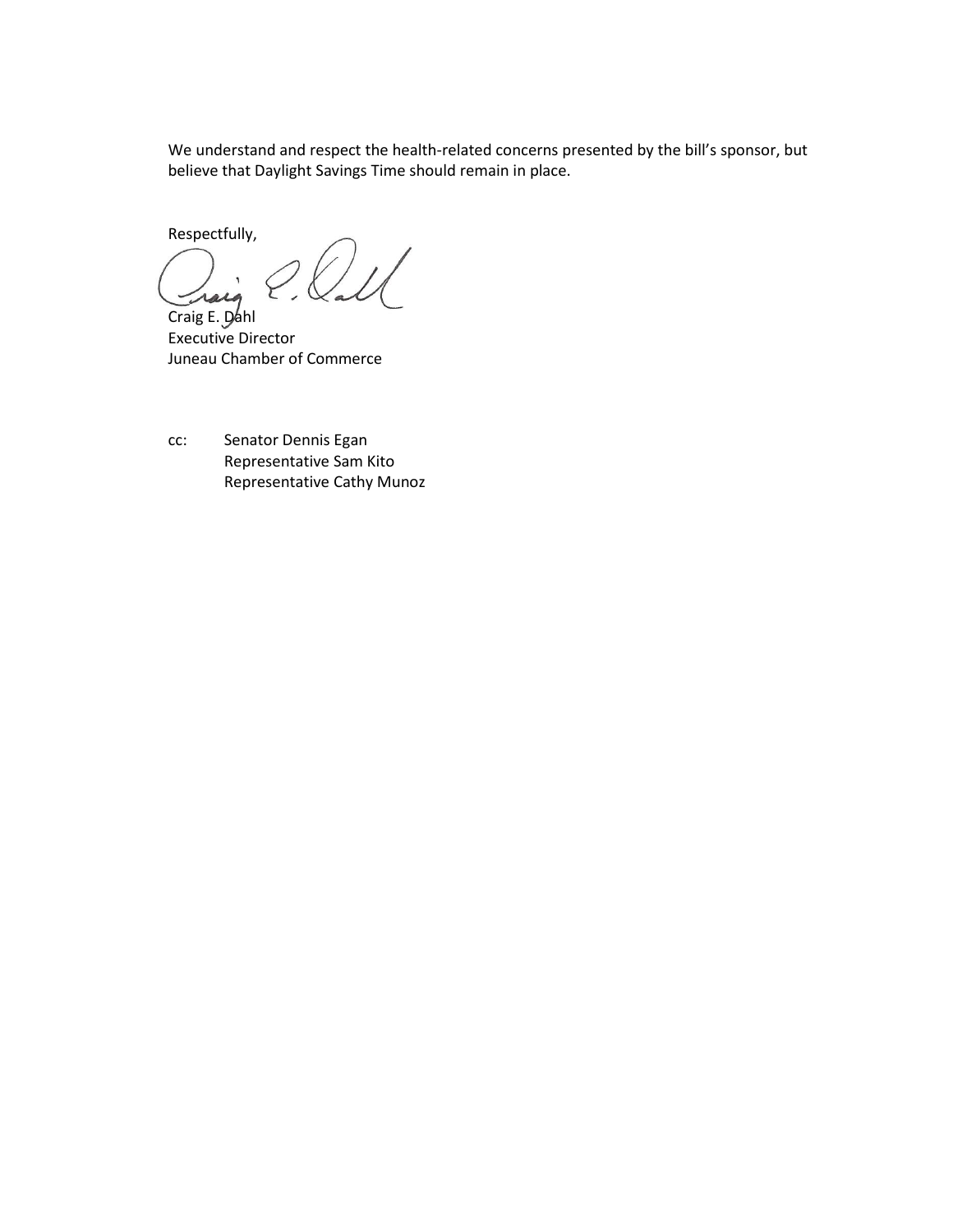We understand and respect the health-related concerns presented by the bill's sponsor, but believe that Daylight Savings Time should remain in place.

Respectfully,

Craig E. Dahl  
Executive Director  
Juneau Chamber of Commerce

cc: Senator Dennis Egan  
Representative Sam Kito  
Representative Cathy Munoz